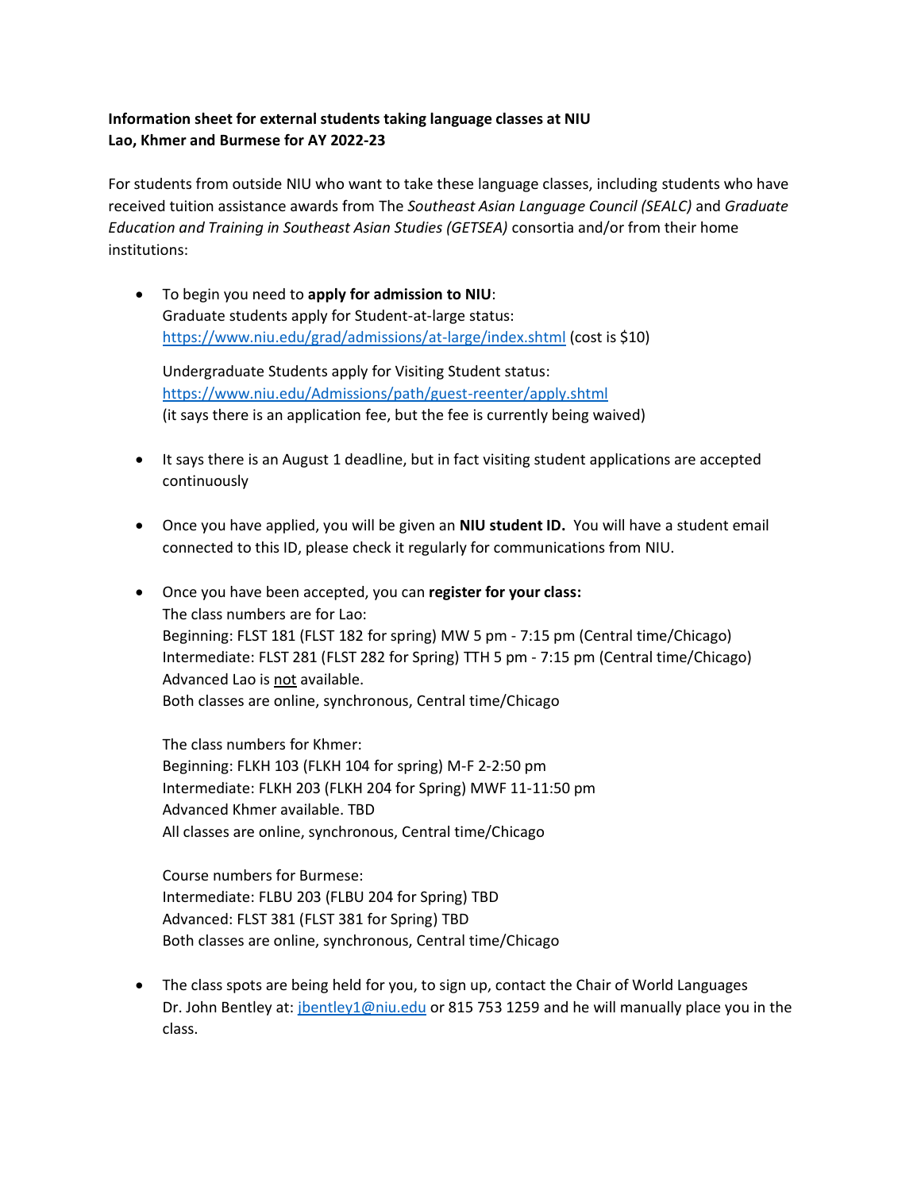**Information sheet for external students taking language classes at NIU**
**Lao, Khmer and Burmese for AY 2022-23**

For students from outside NIU who want to take these language classes, including students who have received tuition assistance awards from The *Southeast Asian Language Council (SEALC)* and *Graduate Education and Training in Southeast Asian Studies (GETSEA)* consortia and/or from their home institutions:

- To begin you need to **apply for admission to NIU**:
  Graduate students apply for Student-at-large status:
  https://www.niu.edu/grad/admissions/at-large/index.shtml (cost is $10)

  Undergraduate Students apply for Visiting Student status:
  https://www.niu.edu/Admissions/path/guest-reenter/apply.shtml
  (it says there is an application fee, but the fee is currently being waived)

- It says there is an August 1 deadline, but in fact visiting student applications are accepted continuously

- Once you have applied, you will be given an **NIU student ID.** You will have a student email connected to this ID, please check it regularly for communications from NIU.

- Once you have been accepted, you can **register for your class:**
  The class numbers are for Lao:
  Beginning: FLST 181 (FLST 182 for spring) MW 5 pm - 7:15 pm (Central time/Chicago)
  Intermediate: FLST 281 (FLST 282 for Spring) TTH 5 pm - 7:15 pm (Central time/Chicago)
  Advanced Lao is <u>not</u> available.
  Both classes are online, synchronous, Central time/Chicago

  The class numbers for Khmer:
  Beginning: FLKH 103 (FLKH 104 for spring) M-F 2-2:50 pm
  Intermediate: FLKH 203 (FLKH 204 for Spring) MWF 11-11:50 pm
  Advanced Khmer available. TBD
  All classes are online, synchronous, Central time/Chicago

  Course numbers for Burmese:
  Intermediate: FLBU 203 (FLBU 204 for Spring) TBD
  Advanced: FLST 381 (FLST 381 for Spring) TBD
  Both classes are online, synchronous, Central time/Chicago

- The class spots are being held for you, to sign up, contact the Chair of World Languages Dr. John Bentley at: jbentley1@niu.edu or 815 753 1259 and he will manually place you in the class.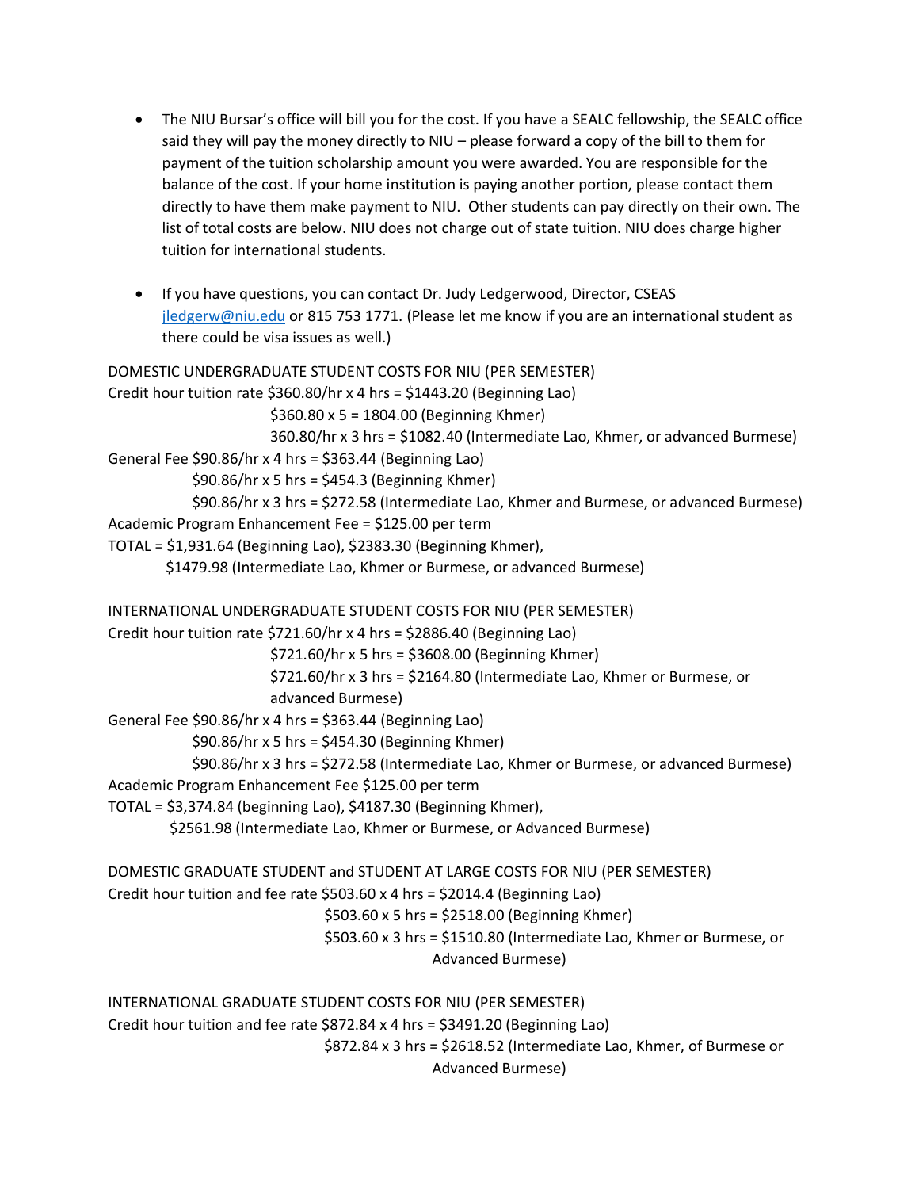- The NIU Bursar's office will bill you for the cost. If you have a SEALC fellowship, the SEALC office said they will pay the money directly to NIU – please forward a copy of the bill to them for payment of the tuition scholarship amount you were awarded. You are responsible for the balance of the cost. If your home institution is paying another portion, please contact them directly to have them make payment to NIU. Other students can pay directly on their own. The list of total costs are below. NIU does not charge out of state tuition. NIU does charge higher tuition for international students.

- If you have questions, you can contact Dr. Judy Ledgerwood, Director, CSEAS [jledgerw@niu.edu](mailto:jledgerw@niu.edu) or 815 753 1771. (Please let me know if you are an international student as there could be visa issues as well.)

DOMESTIC UNDERGRADUATE STUDENT COSTS FOR NIU (PER SEMESTER)

Credit hour tuition rate $360.80/hr x 4 hrs = $1443.20 (Beginning Lao)
$360.80 x 5 = 1804.00 (Beginning Khmer)
360.80/hr x 3 hrs = $1082.40 (Intermediate Lao, Khmer, or advanced Burmese)

General Fee $90.86/hr x 4 hrs = $363.44 (Beginning Lao)
$90.86/hr x 5 hrs = $454.3 (Beginning Khmer)
$90.86/hr x 3 hrs = $272.58 (Intermediate Lao, Khmer and Burmese, or advanced Burmese)

Academic Program Enhancement Fee = $125.00 per term

TOTAL = $1,931.64 (Beginning Lao), $2383.30 (Beginning Khmer),
$1479.98 (Intermediate Lao, Khmer or Burmese, or advanced Burmese)

INTERNATIONAL UNDERGRADUATE STUDENT COSTS FOR NIU (PER SEMESTER)

Credit hour tuition rate $721.60/hr x 4 hrs = $2886.40 (Beginning Lao)
$721.60/hr x 5 hrs = $3608.00 (Beginning Khmer)
$721.60/hr x 3 hrs = $2164.80 (Intermediate Lao, Khmer or Burmese, or advanced Burmese)

General Fee $90.86/hr x 4 hrs = $363.44 (Beginning Lao)
$90.86/hr x 5 hrs = $454.30 (Beginning Khmer)
$90.86/hr x 3 hrs = $272.58 (Intermediate Lao, Khmer or Burmese, or advanced Burmese)

Academic Program Enhancement Fee $125.00 per term

TOTAL = $3,374.84 (beginning Lao), $4187.30 (Beginning Khmer),
$2561.98 (Intermediate Lao, Khmer or Burmese, or Advanced Burmese)

DOMESTIC GRADUATE STUDENT and STUDENT AT LARGE COSTS FOR NIU (PER SEMESTER)

Credit hour tuition and fee rate $503.60 x 4 hrs = $2014.4 (Beginning Lao)
$503.60 x 5 hrs = $2518.00 (Beginning Khmer)
$503.60 x 3 hrs = $1510.80 (Intermediate Lao, Khmer or Burmese, or Advanced Burmese)

INTERNATIONAL GRADUATE STUDENT COSTS FOR NIU (PER SEMESTER)

Credit hour tuition and fee rate $872.84 x 4 hrs = $3491.20 (Beginning Lao)
$872.84 x 3 hrs = $2618.52 (Intermediate Lao, Khmer, of Burmese or Advanced Burmese)